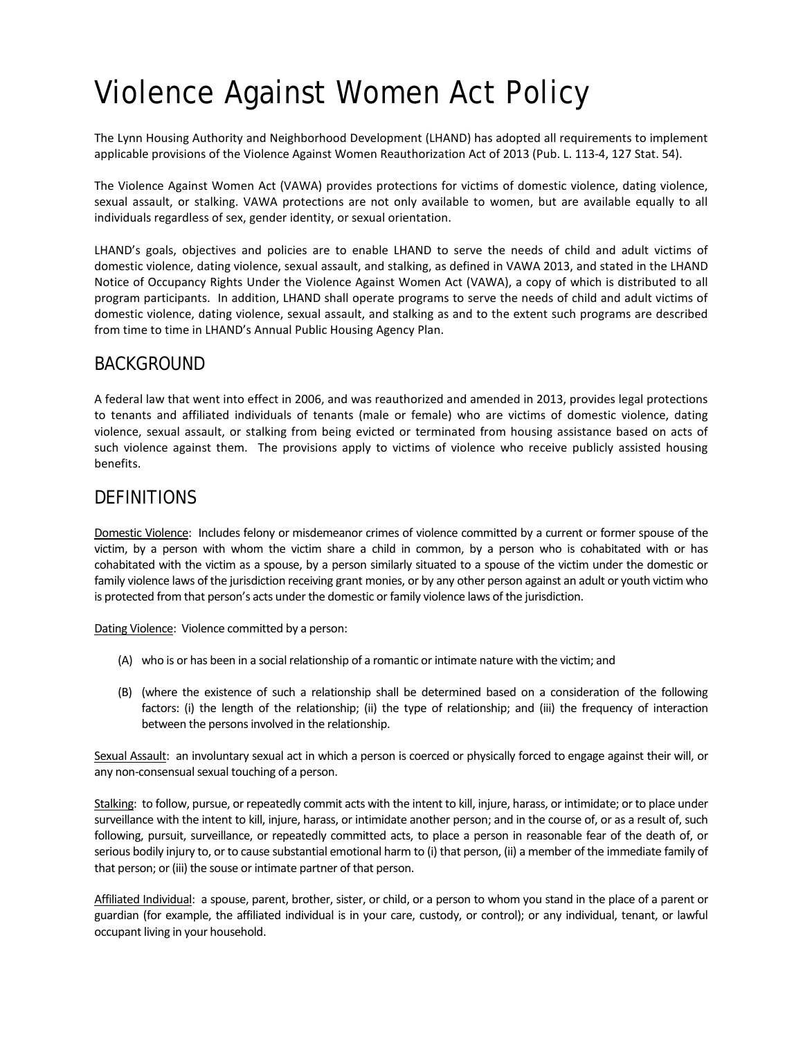# Violence Against Women Act Policy

The Lynn Housing Authority and Neighborhood Development (LHAND) has adopted all requirements to implement applicable provisions of the Violence Against Women Reauthorization Act of 2013 (Pub. L. 113-4, 127 Stat. 54).

The Violence Against Women Act (VAWA) provides protections for victims of domestic violence, dating violence, sexual assault, or stalking. VAWA protections are not only available to women, but are available equally to all individuals regardless of sex, gender identity, or sexual orientation.

LHAND's goals, objectives and policies are to enable LHAND to serve the needs of child and adult victims of domestic violence, dating violence, sexual assault, and stalking, as defined in VAWA 2013, and stated in the LHAND Notice of Occupancy Rights Under the Violence Against Women Act (VAWA), a copy of which is distributed to all program participants. In addition, LHAND shall operate programs to serve the needs of child and adult victims of domestic violence, dating violence, sexual assault, and stalking as and to the extent such programs are described from time to time in LHAND's Annual Public Housing Agency Plan.

## BACKGROUND

A federal law that went into effect in 2006, and was reauthorized and amended in 2013, provides legal protections to tenants and affiliated individuals of tenants (male or female) who are victims of domestic violence, dating violence, sexual assault, or stalking from being evicted or terminated from housing assistance based on acts of such violence against them. The provisions apply to victims of violence who receive publicly assisted housing benefits.

## DEFINITIONS

Domestic Violence: Includes felony or misdemeanor crimes of violence committed by a current or former spouse of the victim, by a person with whom the victim share a child in common, by a person who is cohabitated with or has cohabitated with the victim as a spouse, by a person similarly situated to a spouse of the victim under the domestic or family violence laws of the jurisdiction receiving grant monies, or by any other person against an adult or youth victim who is protected from that person's acts under the domestic or family violence laws of the jurisdiction.

Dating Violence: Violence committed by a person:

(A) who is or has been in a social relationship of a romantic or intimate nature with the victim; and

(B) (where the existence of such a relationship shall be determined based on a consideration of the following factors: (i) the length of the relationship; (ii) the type of relationship; and (iii) the frequency of interaction between the persons involved in the relationship.

Sexual Assault: an involuntary sexual act in which a person is coerced or physically forced to engage against their will, or any non-consensual sexual touching of a person.

Stalking: to follow, pursue, or repeatedly commit acts with the intent to kill, injure, harass, or intimidate; or to place under surveillance with the intent to kill, injure, harass, or intimidate another person; and in the course of, or as a result of, such following, pursuit, surveillance, or repeatedly committed acts, to place a person in reasonable fear of the death of, or serious bodily injury to, or to cause substantial emotional harm to (i) that person, (ii) a member of the immediate family of that person; or (iii) the souse or intimate partner of that person.

Affiliated Individual: a spouse, parent, brother, sister, or child, or a person to whom you stand in the place of a parent or guardian (for example, the affiliated individual is in your care, custody, or control); or any individual, tenant, or lawful occupant living in your household.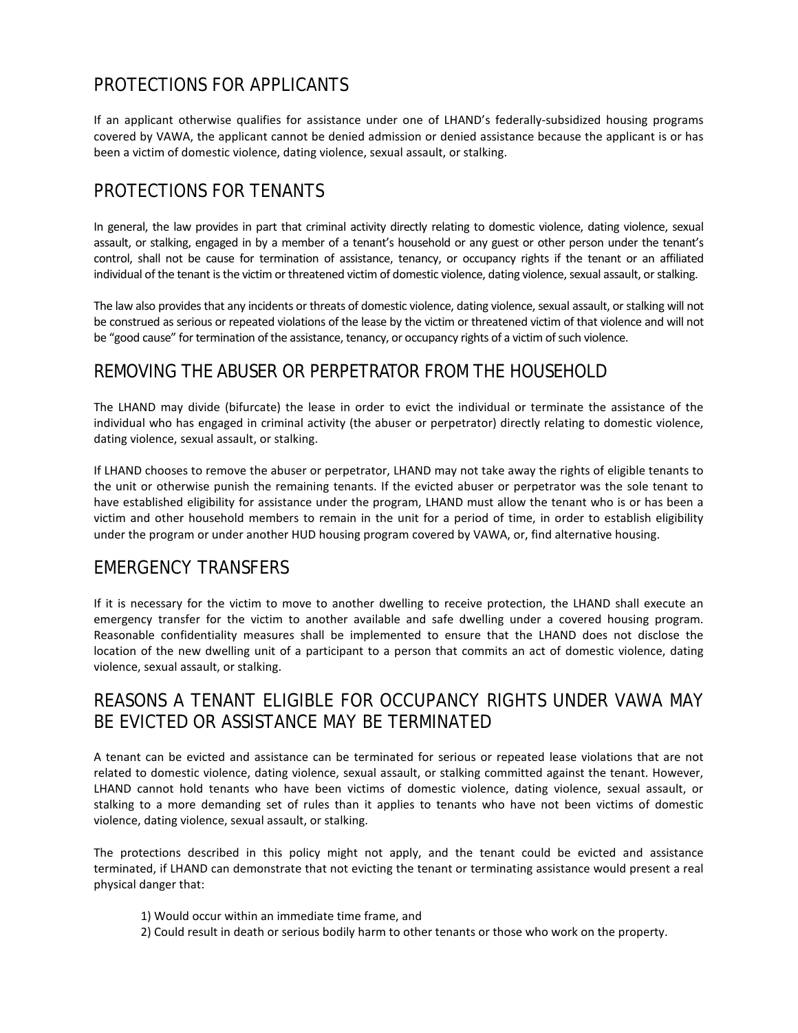## PROTECTIONS FOR APPLICANTS

If an applicant otherwise qualifies for assistance under one of LHAND's federally-subsidized housing programs covered by VAWA, the applicant cannot be denied admission or denied assistance because the applicant is or has been a victim of domestic violence, dating violence, sexual assault, or stalking.

## PROTECTIONS FOR TENANTS

In general, the law provides in part that criminal activity directly relating to domestic violence, dating violence, sexual assault, or stalking, engaged in by a member of a tenant's household or any guest or other person under the tenant's control, shall not be cause for termination of assistance, tenancy, or occupancy rights if the tenant or an affiliated individual of the tenant is the victim or threatened victim of domestic violence, dating violence, sexual assault, or stalking.

The law also provides that any incidents or threats of domestic violence, dating violence, sexual assault, or stalking will not be construed as serious or repeated violations of the lease by the victim or threatened victim of that violence and will not be "good cause" for termination of the assistance, tenancy, or occupancy rights of a victim of such violence.

## REMOVING THE ABUSER OR PERPETRATOR FROM THE HOUSEHOLD

The LHAND may divide (bifurcate) the lease in order to evict the individual or terminate the assistance of the individual who has engaged in criminal activity (the abuser or perpetrator) directly relating to domestic violence, dating violence, sexual assault, or stalking.

If LHAND chooses to remove the abuser or perpetrator, LHAND may not take away the rights of eligible tenants to the unit or otherwise punish the remaining tenants. If the evicted abuser or perpetrator was the sole tenant to have established eligibility for assistance under the program, LHAND must allow the tenant who is or has been a victim and other household members to remain in the unit for a period of time, in order to establish eligibility under the program or under another HUD housing program covered by VAWA, or, find alternative housing.

## EMERGENCY TRANSFERS

If it is necessary for the victim to move to another dwelling to receive protection, the LHAND shall execute an emergency transfer for the victim to another available and safe dwelling under a covered housing program. Reasonable confidentiality measures shall be implemented to ensure that the LHAND does not disclose the location of the new dwelling unit of a participant to a person that commits an act of domestic violence, dating violence, sexual assault, or stalking.

## REASONS A TENANT ELIGIBLE FOR OCCUPANCY RIGHTS UNDER VAWA MAY BE EVICTED OR ASSISTANCE MAY BE TERMINATED

A tenant can be evicted and assistance can be terminated for serious or repeated lease violations that are not related to domestic violence, dating violence, sexual assault, or stalking committed against the tenant. However, LHAND cannot hold tenants who have been victims of domestic violence, dating violence, sexual assault, or stalking to a more demanding set of rules than it applies to tenants who have not been victims of domestic violence, dating violence, sexual assault, or stalking.

The protections described in this policy might not apply, and the tenant could be evicted and assistance terminated, if LHAND can demonstrate that not evicting the tenant or terminating assistance would present a real physical danger that:

1) Would occur within an immediate time frame, and
2) Could result in death or serious bodily harm to other tenants or those who work on the property.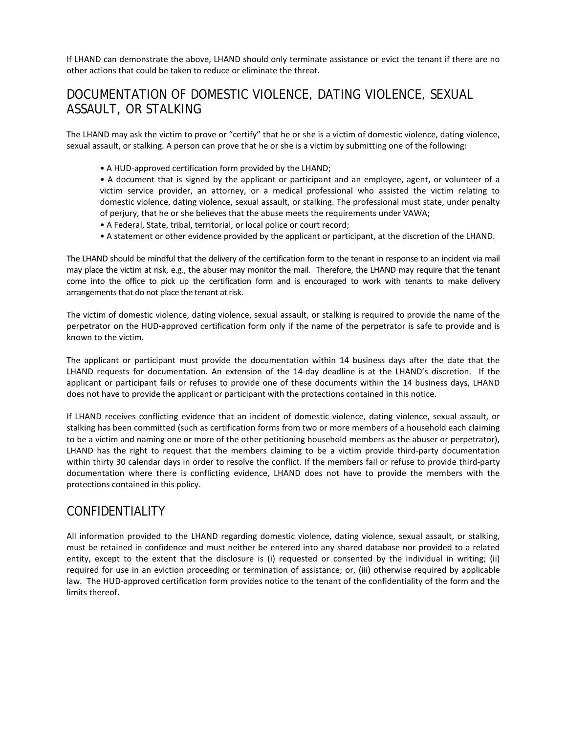If LHAND can demonstrate the above, LHAND should only terminate assistance or evict the tenant if there are no other actions that could be taken to reduce or eliminate the threat.

## DOCUMENTATION OF DOMESTIC VIOLENCE, DATING VIOLENCE, SEXUAL ASSAULT, OR STALKING

The LHAND may ask the victim to prove or "certify" that he or she is a victim of domestic violence, dating violence, sexual assault, or stalking. A person can prove that he or she is a victim by submitting one of the following:

- A HUD-approved certification form provided by the LHAND;
- A document that is signed by the applicant or participant and an employee, agent, or volunteer of a victim service provider, an attorney, or a medical professional who assisted the victim relating to domestic violence, dating violence, sexual assault, or stalking. The professional must state, under penalty of perjury, that he or she believes that the abuse meets the requirements under VAWA;
- A Federal, State, tribal, territorial, or local police or court record;
- A statement or other evidence provided by the applicant or participant, at the discretion of the LHAND.

The LHAND should be mindful that the delivery of the certification form to the tenant in response to an incident via mail may place the victim at risk, e.g., the abuser may monitor the mail. Therefore, the LHAND may require that the tenant come into the office to pick up the certification form and is encouraged to work with tenants to make delivery arrangements that do not place the tenant at risk.

The victim of domestic violence, dating violence, sexual assault, or stalking is required to provide the name of the perpetrator on the HUD-approved certification form only if the name of the perpetrator is safe to provide and is known to the victim.

The applicant or participant must provide the documentation within 14 business days after the date that the LHAND requests for documentation. An extension of the 14-day deadline is at the LHAND's discretion. If the applicant or participant fails or refuses to provide one of these documents within the 14 business days, LHAND does not have to provide the applicant or participant with the protections contained in this notice.

If LHAND receives conflicting evidence that an incident of domestic violence, dating violence, sexual assault, or stalking has been committed (such as certification forms from two or more members of a household each claiming to be a victim and naming one or more of the other petitioning household members as the abuser or perpetrator), LHAND has the right to request that the members claiming to be a victim provide third-party documentation within thirty 30 calendar days in order to resolve the conflict. If the members fail or refuse to provide third-party documentation where there is conflicting evidence, LHAND does not have to provide the members with the protections contained in this policy.

## CONFIDENTIALITY

All information provided to the LHAND regarding domestic violence, dating violence, sexual assault, or stalking, must be retained in confidence and must neither be entered into any shared database nor provided to a related entity, except to the extent that the disclosure is (i) requested or consented by the individual in writing; (ii) required for use in an eviction proceeding or termination of assistance; or, (iii) otherwise required by applicable law. The HUD-approved certification form provides notice to the tenant of the confidentiality of the form and the limits thereof.